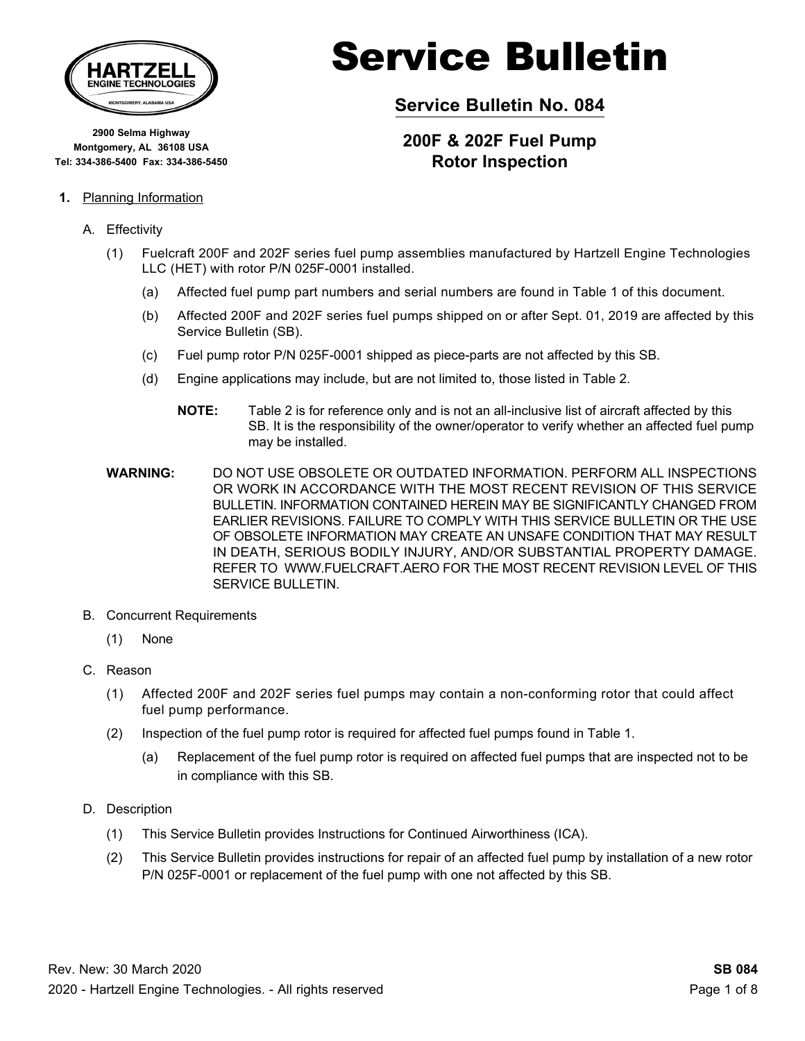HARTZELL ENGINE TECHNOLOGIES
MONTGOMERY, ALABAMA USA

**2900 Selma Highway**
**Montgomery, AL 36108 USA**
**Tel: 334-386-5400 Fax: 334-386-5450**

# Service Bulletin

## Service Bulletin No. 084

## 200F & 202F Fuel Pump Rotor Inspection

**1.** Planning Information

A. Effectivity

(1) Fuelcraft 200F and 202F series fuel pump assemblies manufactured by Hartzell Engine Technologies LLC (HET) with rotor P/N 025F-0001 installed.

(a) Affected fuel pump part numbers and serial numbers are found in Table 1 of this document.

(b) Affected 200F and 202F series fuel pumps shipped on or after Sept. 01, 2019 are affected by this Service Bulletin (SB).

(c) Fuel pump rotor P/N 025F-0001 shipped as piece-parts are not affected by this SB.

(d) Engine applications may include, but are not limited to, those listed in Table 2.

**NOTE:** Table 2 is for reference only and is not an all-inclusive list of aircraft affected by this SB. It is the responsibility of the owner/operator to verify whether an affected fuel pump may be installed.

**WARNING:** DO NOT USE OBSOLETE OR OUTDATED INFORMATION. PERFORM ALL INSPECTIONS OR WORK IN ACCORDANCE WITH THE MOST RECENT REVISION OF THIS SERVICE BULLETIN. INFORMATION CONTAINED HEREIN MAY BE SIGNIFICANTLY CHANGED FROM EARLIER REVISIONS. FAILURE TO COMPLY WITH THIS SERVICE BULLETIN OR THE USE OF OBSOLETE INFORMATION MAY CREATE AN UNSAFE CONDITION THAT MAY RESULT IN DEATH, SERIOUS BODILY INJURY, AND/OR SUBSTANTIAL PROPERTY DAMAGE. REFER TO WWW.FUELCRAFT.AERO FOR THE MOST RECENT REVISION LEVEL OF THIS SERVICE BULLETIN.

B. Concurrent Requirements

(1) None

C. Reason

(1) Affected 200F and 202F series fuel pumps may contain a non-conforming rotor that could affect fuel pump performance.

(2) Inspection of the fuel pump rotor is required for affected fuel pumps found in Table 1.

(a) Replacement of the fuel pump rotor is required on affected fuel pumps that are inspected not to be in compliance with this SB.

D. Description

(1) This Service Bulletin provides Instructions for Continued Airworthiness (ICA).

(2) This Service Bulletin provides instructions for repair of an affected fuel pump by installation of a new rotor P/N 025F-0001 or replacement of the fuel pump with one not affected by this SB.

Rev. New: 30 March 2020

2020 - Hartzell Engine Technologies. - All rights reserved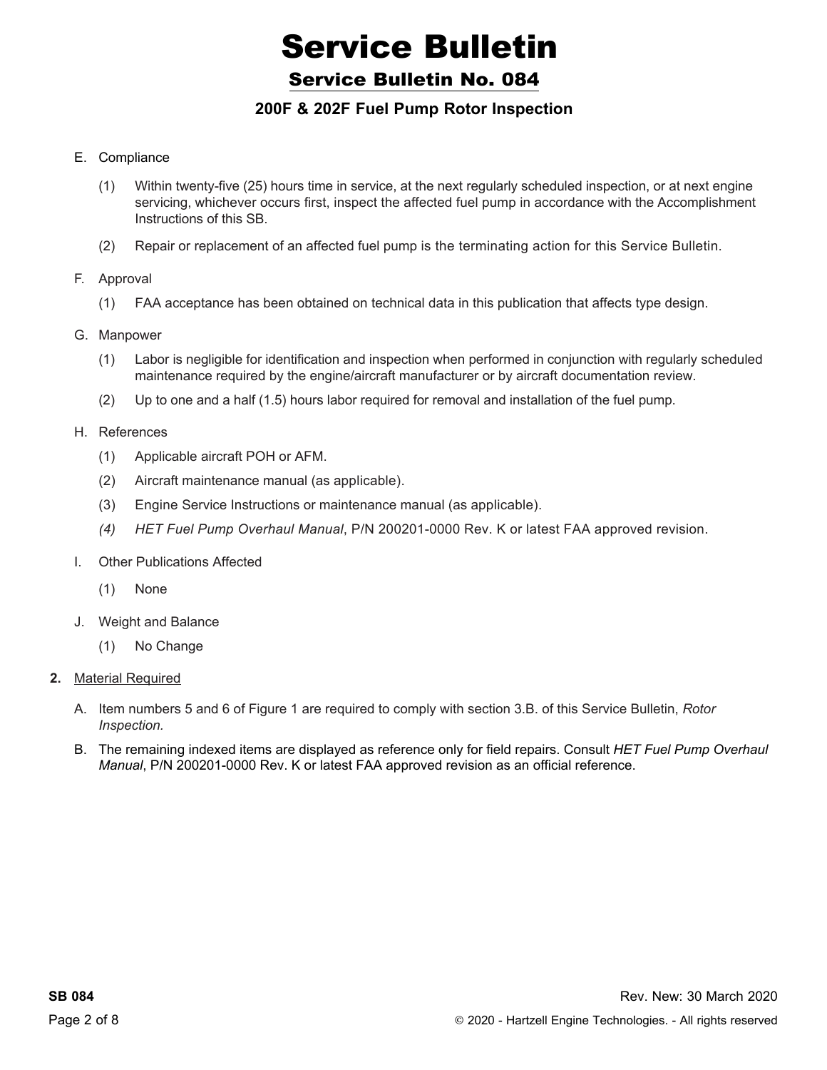E. Compliance

   (1) Within twenty-five (25) hours time in service, at the next regularly scheduled inspection, or at next engine servicing, whichever occurs first, inspect the affected fuel pump in accordance with the Accomplishment Instructions of this SB.

   (2) Repair or replacement of an affected fuel pump is the terminating action for this Service Bulletin.

F. Approval

   (1) FAA acceptance has been obtained on technical data in this publication that affects type design.

G. Manpower

   (1) Labor is negligible for identification and inspection when performed in conjunction with regularly scheduled maintenance required by the engine/aircraft manufacturer or by aircraft documentation review.

   (2) Up to one and a half (1.5) hours labor required for removal and installation of the fuel pump.

H. References

   (1) Applicable aircraft POH or AFM.

   (2) Aircraft maintenance manual (as applicable).

   (3) Engine Service Instructions or maintenance manual (as applicable).

   *(4)* *HET Fuel Pump Overhaul Manual*, P/N 200201-0000 Rev. K or latest FAA approved revision.

I. Other Publications Affected

   (1) None

J. Weight and Balance

   (1) No Change

**2.** Material Required

A. Item numbers 5 and 6 of Figure 1 are required to comply with section 3.B. of this Service Bulletin, *Rotor Inspection.*

B. The remaining indexed items are displayed as reference only for field repairs. Consult *HET Fuel Pump Overhaul Manual*, P/N 200201-0000 Rev. K or latest FAA approved revision as an official reference.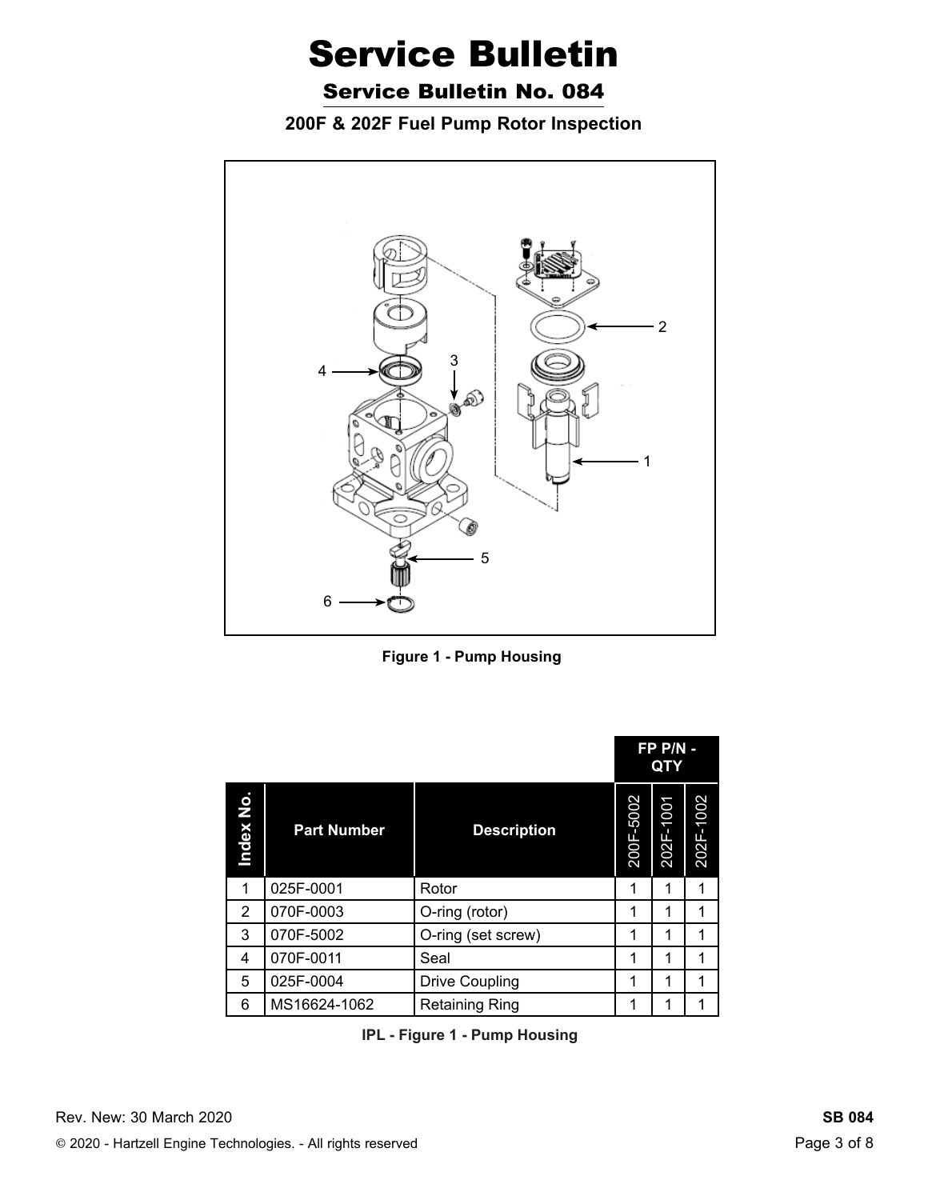# Service Bulletin

## Service Bulletin No. 084

### 200F & 202F Fuel Pump Rotor Inspection

Figure 1 - Pump Housing

| | | | FP P/N - QTY | | |
|---|---|---|---|---|---|
| **Index No.** | **Part Number** | **Description** | 200F-5002 | 202F-1001 | 202F-1002 |
| 1 | 025F-0001 | Rotor | 1 | 1 | 1 |
| 2 | 070F-0003 | O-ring (rotor) | 1 | 1 | 1 |
| 3 | 070F-5002 | O-ring (set screw) | 1 | 1 | 1 |
| 4 | 070F-0011 | Seal | 1 | 1 | 1 |
| 5 | 025F-0004 | Drive Coupling | 1 | 1 | 1 |
| 6 | MS16624-1062 | Retaining Ring | 1 | 1 | 1 |

IPL - Figure 1 - Pump Housing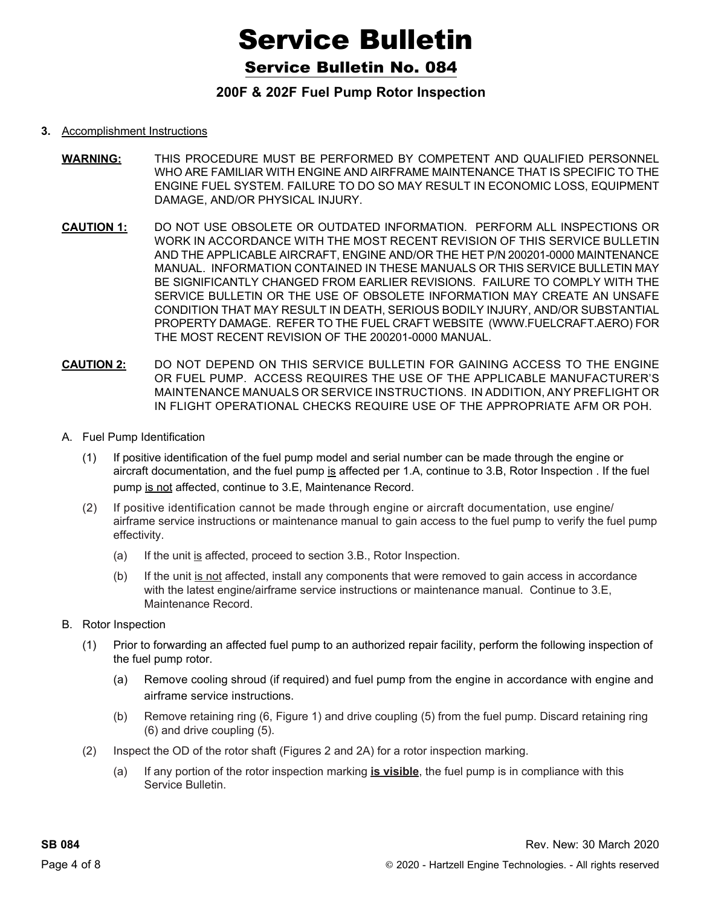# Service Bulletin

## Service Bulletin No. 084

### 200F & 202F Fuel Pump Rotor Inspection

**3.** Accomplishment Instructions

**WARNING:** THIS PROCEDURE MUST BE PERFORMED BY COMPETENT AND QUALIFIED PERSONNEL WHO ARE FAMILIAR WITH ENGINE AND AIRFRAME MAINTENANCE THAT IS SPECIFIC TO THE ENGINE FUEL SYSTEM. FAILURE TO DO SO MAY RESULT IN ECONOMIC LOSS, EQUIPMENT DAMAGE, AND/OR PHYSICAL INJURY.

**CAUTION 1:** DO NOT USE OBSOLETE OR OUTDATED INFORMATION. PERFORM ALL INSPECTIONS OR WORK IN ACCORDANCE WITH THE MOST RECENT REVISION OF THIS SERVICE BULLETIN AND THE APPLICABLE AIRCRAFT, ENGINE AND/OR THE HET P/N 200201-0000 MAINTENANCE MANUAL. INFORMATION CONTAINED IN THESE MANUALS OR THIS SERVICE BULLETIN MAY BE SIGNIFICANTLY CHANGED FROM EARLIER REVISIONS. FAILURE TO COMPLY WITH THE SERVICE BULLETIN OR THE USE OF OBSOLETE INFORMATION MAY CREATE AN UNSAFE CONDITION THAT MAY RESULT IN DEATH, SERIOUS BODILY INJURY, AND/OR SUBSTANTIAL PROPERTY DAMAGE. REFER TO THE FUEL CRAFT WEBSITE (WWW.FUELCRAFT.AERO) FOR THE MOST RECENT REVISION OF THE 200201-0000 MANUAL.

**CAUTION 2:** DO NOT DEPEND ON THIS SERVICE BULLETIN FOR GAINING ACCESS TO THE ENGINE OR FUEL PUMP. ACCESS REQUIRES THE USE OF THE APPLICABLE MANUFACTURER'S MAINTENANCE MANUALS OR SERVICE INSTRUCTIONS. IN ADDITION, ANY PREFLIGHT OR IN FLIGHT OPERATIONAL CHECKS REQUIRE USE OF THE APPROPRIATE AFM OR POH.

A. Fuel Pump Identification

(1) If positive identification of the fuel pump model and serial number can be made through the engine or aircraft documentation, and the fuel pump is affected per 1.A, continue to 3.B, Rotor Inspection . If the fuel pump is not affected, continue to 3.E, Maintenance Record.

(2) If positive identification cannot be made through engine or aircraft documentation, use engine/ airframe service instructions or maintenance manual to gain access to the fuel pump to verify the fuel pump effectivity.

(a) If the unit is affected, proceed to section 3.B., Rotor Inspection.

(b) If the unit is not affected, install any components that were removed to gain access in accordance with the latest engine/airframe service instructions or maintenance manual. Continue to 3.E, Maintenance Record.

B. Rotor Inspection

(1) Prior to forwarding an affected fuel pump to an authorized repair facility, perform the following inspection of the fuel pump rotor.

(a) Remove cooling shroud (if required) and fuel pump from the engine in accordance with engine and airframe service instructions.

(b) Remove retaining ring (6, Figure 1) and drive coupling (5) from the fuel pump. Discard retaining ring (6) and drive coupling (5).

(2) Inspect the OD of the rotor shaft (Figures 2 and 2A) for a rotor inspection marking.

(a) If any portion of the rotor inspection marking **is visible**, the fuel pump is in compliance with this Service Bulletin.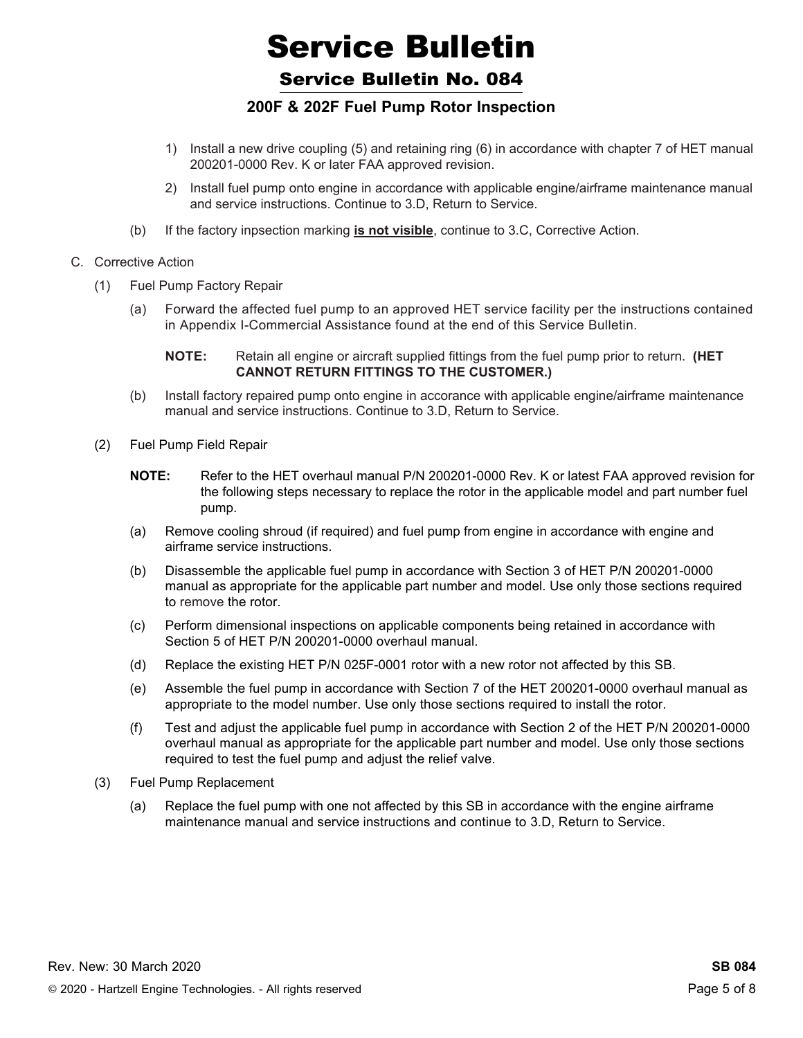1) Install a new drive coupling (5) and retaining ring (6) in accordance with chapter 7 of HET manual 200201-0000 Rev. K or later FAA approved revision.

2) Install fuel pump onto engine in accordance with applicable engine/airframe maintenance manual and service instructions. Continue to 3.D, Return to Service.

(b) If the factory inpsection marking **is not visible**, continue to 3.C, Corrective Action.

C. Corrective Action

(1) Fuel Pump Factory Repair

(a) Forward the affected fuel pump to an approved HET service facility per the instructions contained in Appendix I-Commercial Assistance found at the end of this Service Bulletin.

**NOTE:** Retain all engine or aircraft supplied fittings from the fuel pump prior to return. **(HET CANNOT RETURN FITTINGS TO THE CUSTOMER.)**

(b) Install factory repaired pump onto engine in accorance with applicable engine/airframe maintenance manual and service instructions. Continue to 3.D, Return to Service.

(2) Fuel Pump Field Repair

**NOTE:** Refer to the HET overhaul manual P/N 200201-0000 Rev. K or latest FAA approved revision for the following steps necessary to replace the rotor in the applicable model and part number fuel pump.

(a) Remove cooling shroud (if required) and fuel pump from engine in accordance with engine and airframe service instructions.

(b) Disassemble the applicable fuel pump in accordance with Section 3 of HET P/N 200201-0000 manual as appropriate for the applicable part number and model. Use only those sections required to remove the rotor.

(c) Perform dimensional inspections on applicable components being retained in accordance with Section 5 of HET P/N 200201-0000 overhaul manual.

(d) Replace the existing HET P/N 025F-0001 rotor with a new rotor not affected by this SB.

(e) Assemble the fuel pump in accordance with Section 7 of the HET 200201-0000 overhaul manual as appropriate to the model number. Use only those sections required to install the rotor.

(f) Test and adjust the applicable fuel pump in accordance with Section 2 of the HET P/N 200201-0000 overhaul manual as appropriate for the applicable part number and model. Use only those sections required to test the fuel pump and adjust the relief valve.

(3) Fuel Pump Replacement

(a) Replace the fuel pump with one not affected by this SB in accordance with the engine airframe maintenance manual and service instructions and continue to 3.D, Return to Service.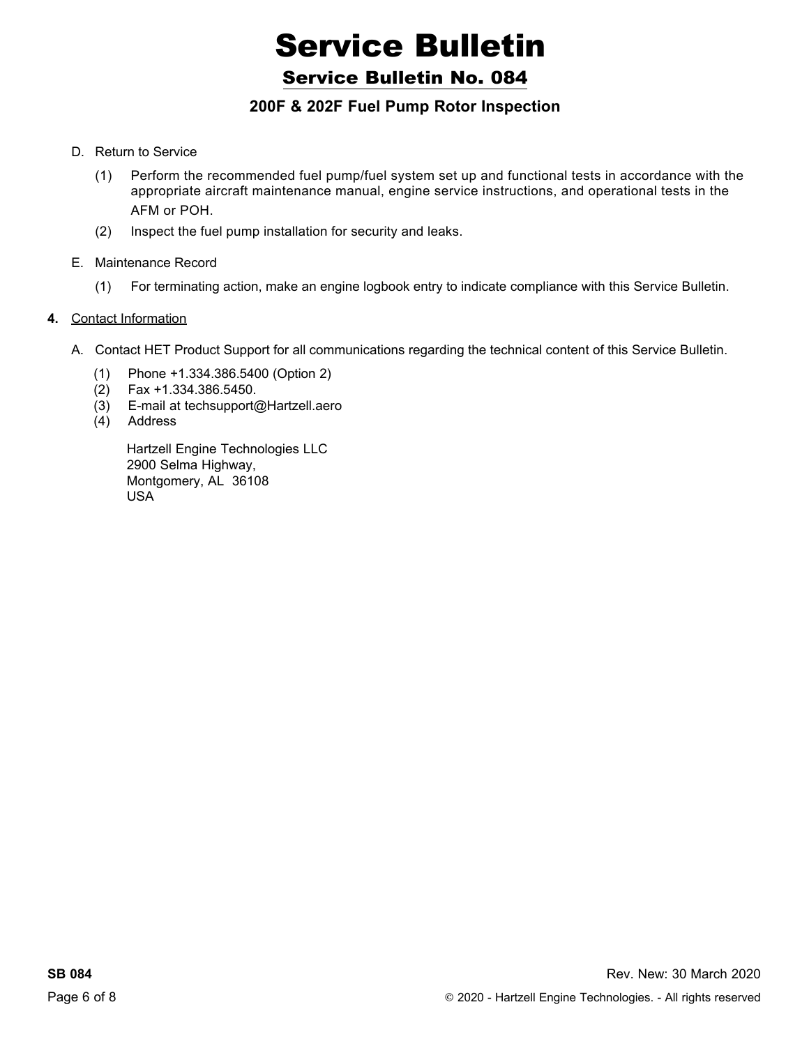D. Return to Service

(1) Perform the recommended fuel pump/fuel system set up and functional tests in accordance with the appropriate aircraft maintenance manual, engine service instructions, and operational tests in the AFM or POH.

(2) Inspect the fuel pump installation for security and leaks.

E. Maintenance Record

(1) For terminating action, make an engine logbook entry to indicate compliance with this Service Bulletin.

**4.** Contact Information

A. Contact HET Product Support for all communications regarding the technical content of this Service Bulletin.

(1) Phone +1.334.386.5400 (Option 2)
(2) Fax +1.334.386.5450.
(3) E-mail at techsupport@Hartzell.aero
(4) Address

Hartzell Engine Technologies LLC
2900 Selma Highway,
Montgomery, AL 36108
USA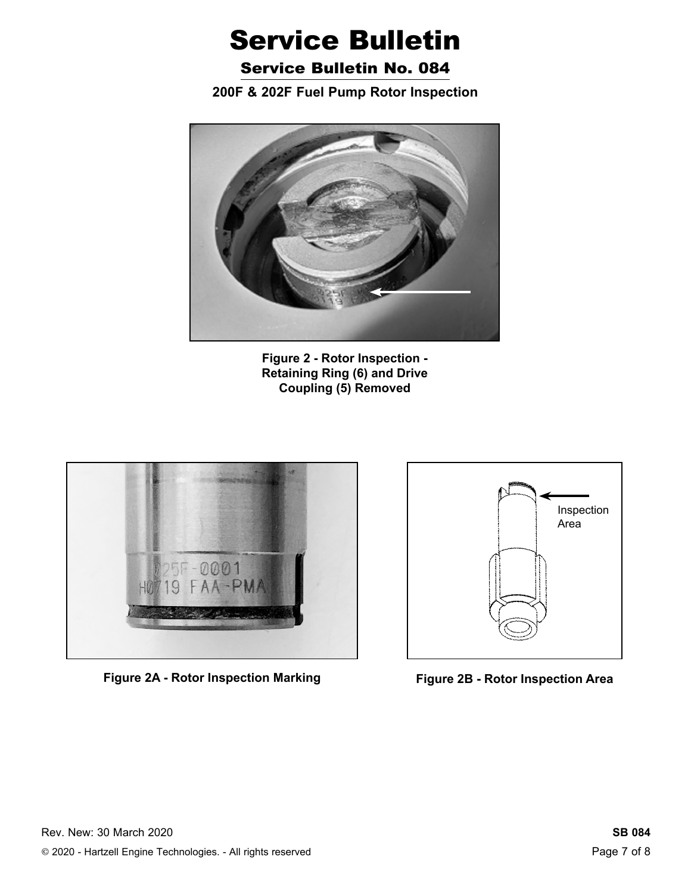Figure 2 - Rotor Inspection - Retaining Ring (6) and Drive Coupling (5) Removed

Figure 2A - Rotor Inspection Marking

Figure 2B - Rotor Inspection Area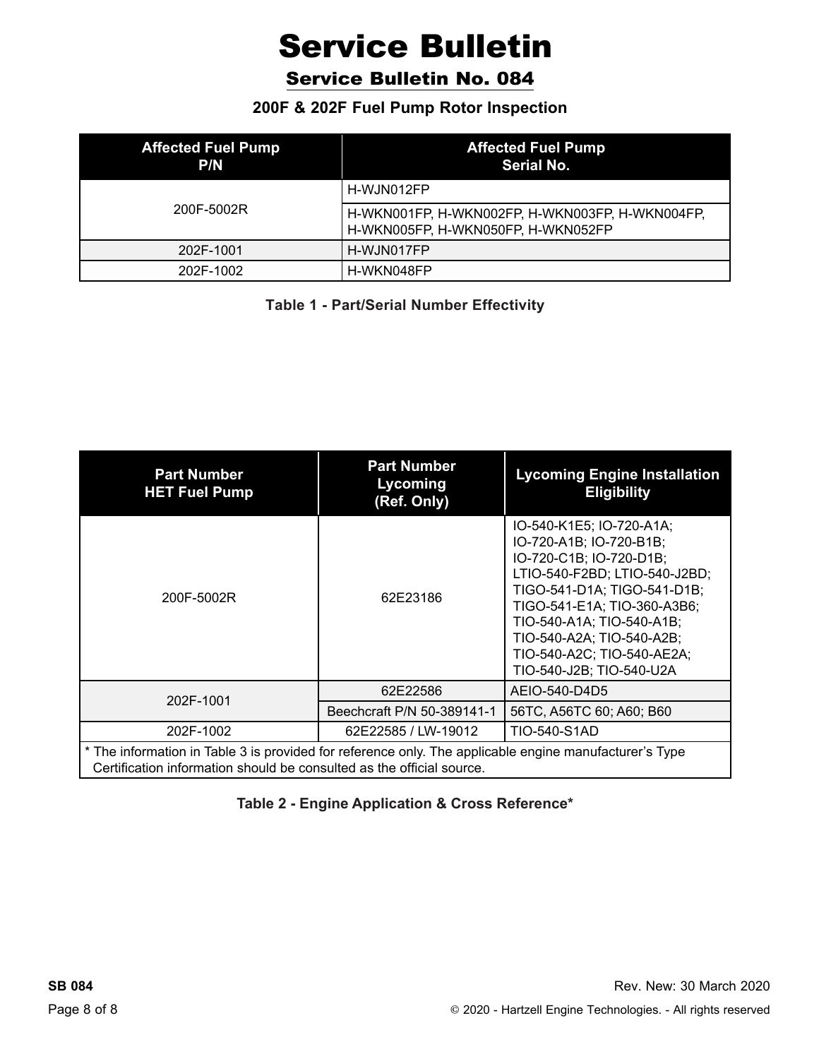# Service Bulletin

## Service Bulletin No. 084

### 200F & 202F Fuel Pump Rotor Inspection

| Affected Fuel Pump P/N | Affected Fuel Pump Serial No. |
|---|---|
| 200F-5002R | H-WJN012FP |
| | H-WKN001FP, H-WKN002FP, H-WKN003FP, H-WKN004FP, H-WKN005FP, H-WKN050FP, H-WKN052FP |
| 202F-1001 | H-WJN017FP |
| 202F-1002 | H-WKN048FP |

**Table 1 - Part/Serial Number Effectivity**

| Part Number HET Fuel Pump | Part Number Lycoming (Ref. Only) | Lycoming Engine Installation Eligibility |
|---|---|---|
| 200F-5002R | 62E23186 | IO-540-K1E5; IO-720-A1A; IO-720-A1B; IO-720-B1B; IO-720-C1B; IO-720-D1B; LTIO-540-F2BD; LTIO-540-J2BD; TIGO-541-D1A; TIGO-541-D1B; TIGO-541-E1A; TIO-360-A3B6; TIO-540-A1A; TIO-540-A1B; TIO-540-A2A; TIO-540-A2B; TIO-540-A2C; TIO-540-AE2A; TIO-540-J2B; TIO-540-U2A |
| 202F-1001 | 62E22586 | AEIO-540-D4D5 |
| | Beechcraft P/N 50-389141-1 | 56TC, A56TC 60; A60; B60 |
| 202F-1002 | 62E22585 / LW-19012 | TIO-540-S1AD |
| * The information in Table 3 is provided for reference only. The applicable engine manufacturer's Type Certification information should be consulted as the official source. | | |

**Table 2 - Engine Application & Cross Reference***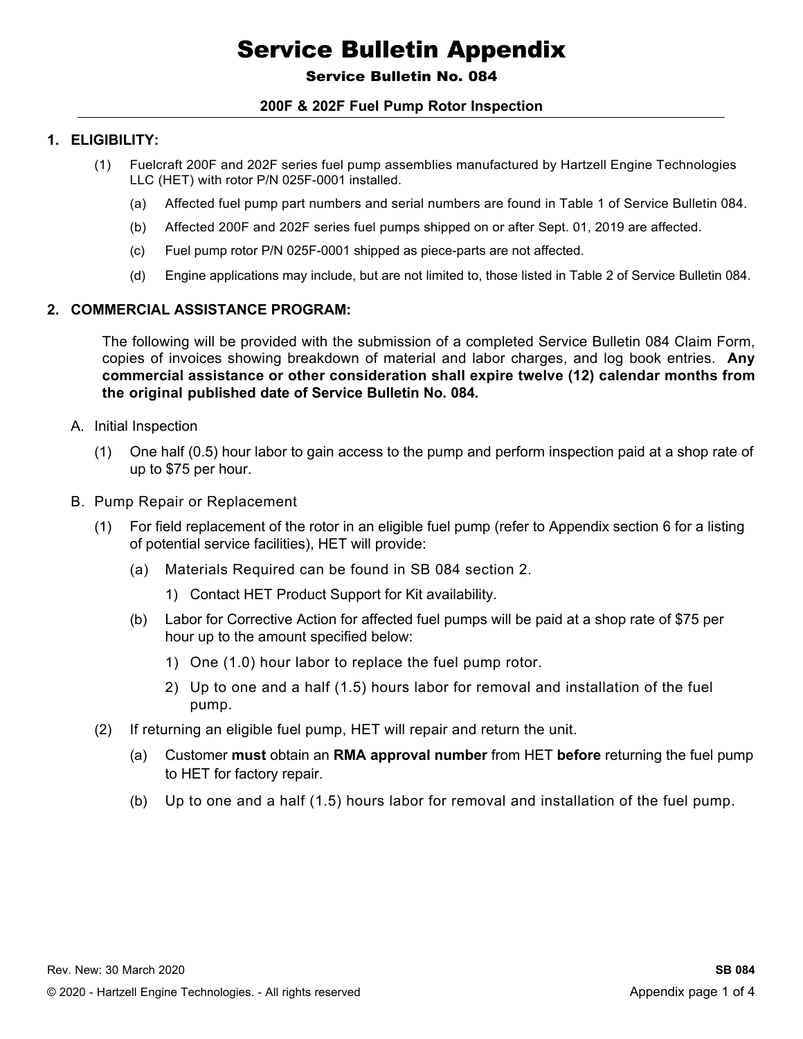# Service Bulletin Appendix

## Service Bulletin No. 084

### 200F & 202F Fuel Pump Rotor Inspection

## 1. ELIGIBILITY:

(1) Fuelcraft 200F and 202F series fuel pump assemblies manufactured by Hartzell Engine Technologies LLC (HET) with rotor P/N 025F-0001 installed.

(a) Affected fuel pump part numbers and serial numbers are found in Table 1 of Service Bulletin 084.

(b) Affected 200F and 202F series fuel pumps shipped on or after Sept. 01, 2019 are affected.

(c) Fuel pump rotor P/N 025F-0001 shipped as piece-parts are not affected.

(d) Engine applications may include, but are not limited to, those listed in Table 2 of Service Bulletin 084.

## 2. COMMERCIAL ASSISTANCE PROGRAM:

The following will be provided with the submission of a completed Service Bulletin 084 Claim Form, copies of invoices showing breakdown of material and labor charges, and log book entries. **Any commercial assistance or other consideration shall expire twelve (12) calendar months from the original published date of Service Bulletin No. 084.**

A. Initial Inspection

(1) One half (0.5) hour labor to gain access to the pump and perform inspection paid at a shop rate of up to $75 per hour.

B. Pump Repair or Replacement

(1) For field replacement of the rotor in an eligible fuel pump (refer to Appendix section 6 for a listing of potential service facilities), HET will provide:

(a) Materials Required can be found in SB 084 section 2.

1) Contact HET Product Support for Kit availability.

(b) Labor for Corrective Action for affected fuel pumps will be paid at a shop rate of $75 per hour up to the amount specified below:

1) One (1.0) hour labor to replace the fuel pump rotor.

2) Up to one and a half (1.5) hours labor for removal and installation of the fuel pump.

(2) If returning an eligible fuel pump, HET will repair and return the unit.

(a) Customer **must** obtain an **RMA approval number** from HET **before** returning the fuel pump to HET for factory repair.

(b) Up to one and a half (1.5) hours labor for removal and installation of the fuel pump.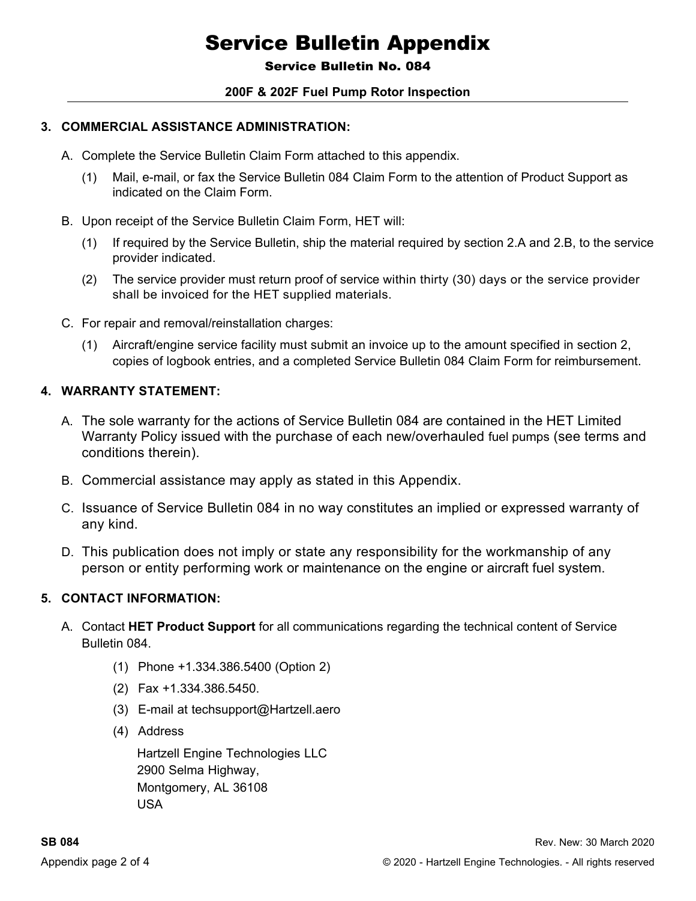# Service Bulletin Appendix

### Service Bulletin No. 084

### 200F & 202F Fuel Pump Rotor Inspection

## 3. COMMERCIAL ASSISTANCE ADMINISTRATION:

A. Complete the Service Bulletin Claim Form attached to this appendix.

   (1) Mail, e-mail, or fax the Service Bulletin 084 Claim Form to the attention of Product Support as indicated on the Claim Form.

B. Upon receipt of the Service Bulletin Claim Form, HET will:

   (1) If required by the Service Bulletin, ship the material required by section 2.A and 2.B, to the service provider indicated.

   (2) The service provider must return proof of service within thirty (30) days or the service provider shall be invoiced for the HET supplied materials.

C. For repair and removal/reinstallation charges:

   (1) Aircraft/engine service facility must submit an invoice up to the amount specified in section 2, copies of logbook entries, and a completed Service Bulletin 084 Claim Form for reimbursement.

## 4. WARRANTY STATEMENT:

A. The sole warranty for the actions of Service Bulletin 084 are contained in the HET Limited Warranty Policy issued with the purchase of each new/overhauled fuel pumps (see terms and conditions therein).

B. Commercial assistance may apply as stated in this Appendix.

C. Issuance of Service Bulletin 084 in no way constitutes an implied or expressed warranty of any kind.

D. This publication does not imply or state any responsibility for the workmanship of any person or entity performing work or maintenance on the engine or aircraft fuel system.

## 5. CONTACT INFORMATION:

A. Contact **HET Product Support** for all communications regarding the technical content of Service Bulletin 084.

   (1) Phone +1.334.386.5400 (Option 2)

   (2) Fax +1.334.386.5450.

   (3) E-mail at techsupport@Hartzell.aero

   (4) Address

   Hartzell Engine Technologies LLC
   2900 Selma Highway,
   Montgomery, AL 36108
   USA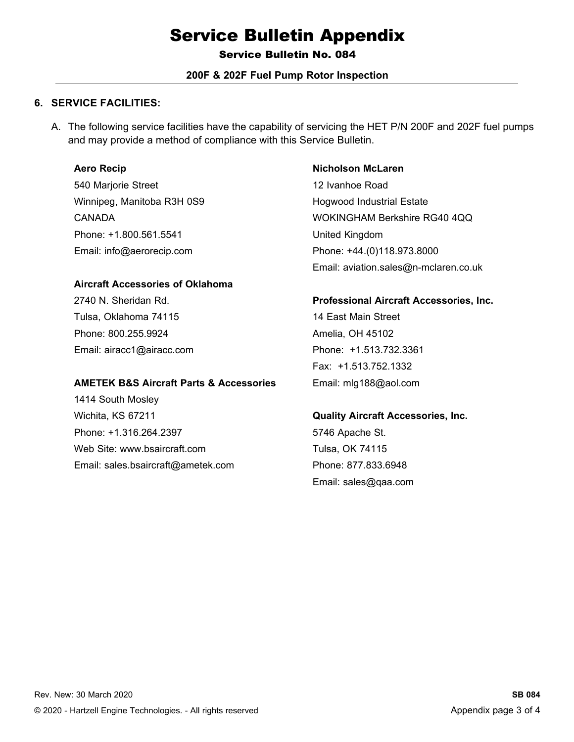# Service Bulletin Appendix

## Service Bulletin No. 084

### 200F & 202F Fuel Pump Rotor Inspection

### 6. SERVICE FACILITIES:

A. The following service facilities have the capability of servicing the HET P/N 200F and 202F fuel pumps and may provide a method of compliance with this Service Bulletin.

**Aero Recip**
540 Marjorie Street
Winnipeg, Manitoba R3H 0S9
CANADA
Phone: +1.800.561.5541
Email: info@aerorecip.com

**Aircraft Accessories of Oklahoma**
2740 N. Sheridan Rd.
Tulsa, Oklahoma 74115
Phone: 800.255.9924
Email: airacc1@airacc.com

**AMETEK B&S Aircraft Parts & Accessories**
1414 South Mosley
Wichita, KS 67211
Phone: +1.316.264.2397
Web Site: www.bsaircraft.com
Email: sales.bsaircraft@ametek.com

**Nicholson McLaren**
12 Ivanhoe Road
Hogwood Industrial Estate
WOKINGHAM Berkshire RG40 4QQ
United Kingdom
Phone: +44.(0)118.973.8000
Email: aviation.sales@n-mclaren.co.uk

**Professional Aircraft Accessories, Inc.**
14 East Main Street
Amelia, OH 45102
Phone: +1.513.732.3361
Fax: +1.513.752.1332
Email: mlg188@aol.com

**Quality Aircraft Accessories, Inc.**
5746 Apache St.
Tulsa, OK 74115
Phone: 877.833.6948
Email: sales@qaa.com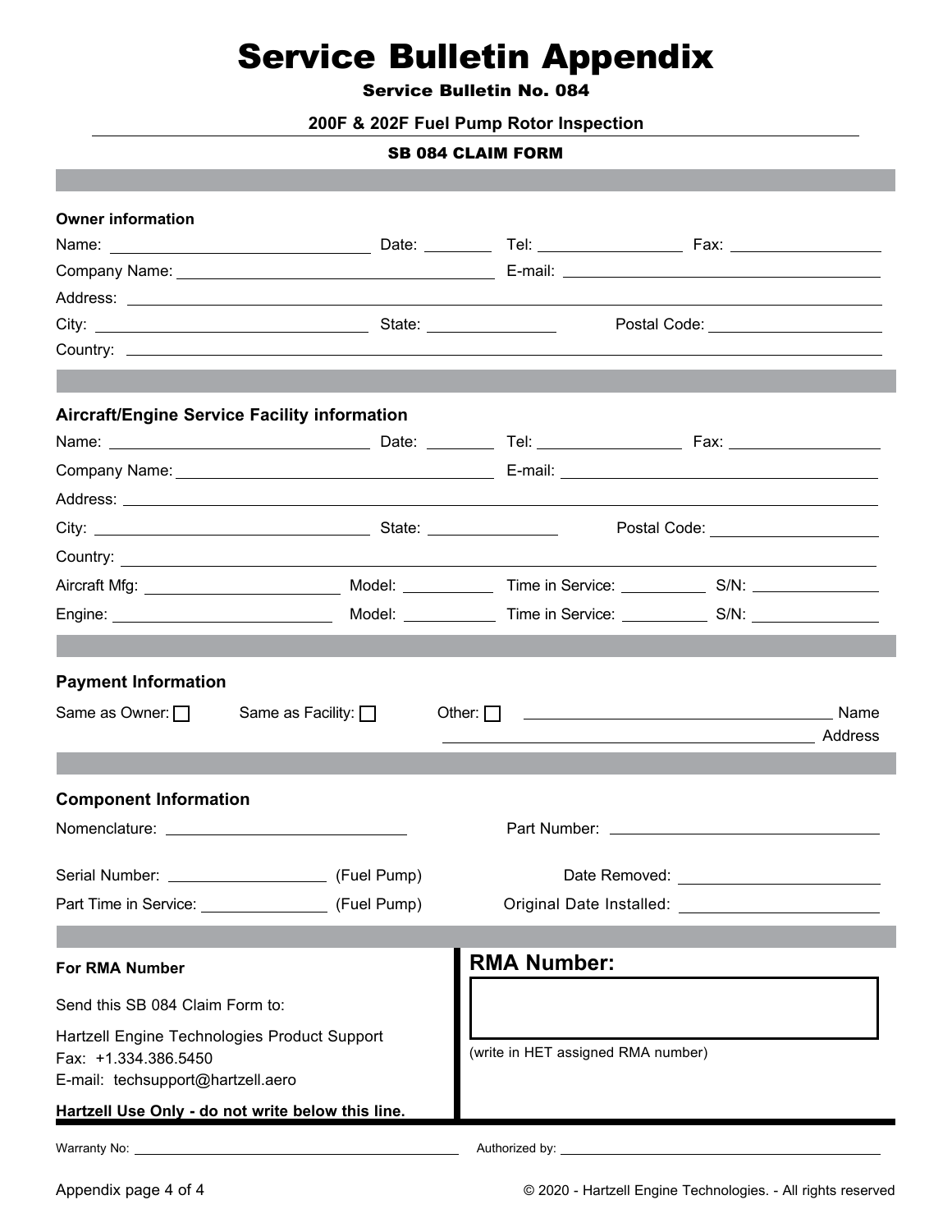# Service Bulletin Appendix

**Service Bulletin No. 084**

**200F & 202F Fuel Pump Rotor Inspection**

**SB 084 CLAIM FORM**

**Owner information**

Name: \_\_\_\_\_\_\_\_\_\_\_\_\_\_\_\_ Date: \_\_\_\_\_\_\_\_ Tel: \_\_\_\_\_\_\_\_\_\_\_\_ Fax: \_\_\_\_\_\_\_\_\_\_\_\_

Company Name: \_\_\_\_\_\_\_\_\_\_\_\_\_\_\_\_ E-mail: \_\_\_\_\_\_\_\_\_\_\_\_\_\_\_\_

Address: \_\_\_\_\_\_\_\_\_\_\_\_\_\_\_\_\_\_\_\_\_\_\_\_\_\_\_\_\_\_\_\_

City: \_\_\_\_\_\_\_\_\_\_\_\_\_\_\_\_ State: \_\_\_\_\_\_\_\_\_\_\_\_ Postal Code: \_\_\_\_\_\_\_\_\_\_\_\_

Country: \_\_\_\_\_\_\_\_\_\_\_\_\_\_\_\_\_\_\_\_\_\_\_\_\_\_\_\_\_\_\_\_

**Aircraft/Engine Service Facility information**

Name: \_\_\_\_\_\_\_\_\_\_\_\_\_\_\_\_ Date: \_\_\_\_\_\_\_\_ Tel: \_\_\_\_\_\_\_\_\_\_\_\_ Fax: \_\_\_\_\_\_\_\_\_\_\_\_

Company Name: \_\_\_\_\_\_\_\_\_\_\_\_\_\_\_\_ E-mail: \_\_\_\_\_\_\_\_\_\_\_\_\_\_\_\_

Address: \_\_\_\_\_\_\_\_\_\_\_\_\_\_\_\_\_\_\_\_\_\_\_\_\_\_\_\_\_\_\_\_

City: \_\_\_\_\_\_\_\_\_\_\_\_\_\_\_\_ State: \_\_\_\_\_\_\_\_\_\_\_\_ Postal Code: \_\_\_\_\_\_\_\_\_\_\_\_

Country: \_\_\_\_\_\_\_\_\_\_\_\_\_\_\_\_\_\_\_\_\_\_\_\_\_\_\_\_\_\_\_\_

Aircraft Mfg: \_\_\_\_\_\_\_\_\_\_\_\_ Model: \_\_\_\_\_\_\_\_ Time in Service: \_\_\_\_\_\_\_\_ S/N: \_\_\_\_\_\_\_\_\_\_

Engine: \_\_\_\_\_\_\_\_\_\_\_\_ Model: \_\_\_\_\_\_\_\_ Time in Service: \_\_\_\_\_\_\_\_ S/N: \_\_\_\_\_\_\_\_\_\_

**Payment Information**

Same as Owner: ☐ Same as Facility: ☐ Other: ☐ \_\_\_\_\_\_\_\_\_\_\_\_\_\_\_\_ Name

\_\_\_\_\_\_\_\_\_\_\_\_\_\_\_\_ Address

**Component Information**

Nomenclature: \_\_\_\_\_\_\_\_\_\_\_\_\_\_\_\_ Part Number: \_\_\_\_\_\_\_\_\_\_\_\_\_\_\_\_

Serial Number: \_\_\_\_\_\_\_\_\_\_\_\_ (Fuel Pump) Date Removed: \_\_\_\_\_\_\_\_\_\_\_\_\_\_\_\_

Part Time in Service: \_\_\_\_\_\_\_\_\_\_\_\_ (Fuel Pump) Original Date Installed: \_\_\_\_\_\_\_\_\_\_\_\_\_\_\_\_

**For RMA Number**

Send this SB 084 Claim Form to:

Hartzell Engine Technologies Product Support
Fax: +1.334.386.5450
E-mail: techsupport@hartzell.aero

**RMA Number:**

(write in HET assigned RMA number)

**Hartzell Use Only - do not write below this line.**

Warranty No: \_\_\_\_\_\_\_\_\_\_\_\_\_\_\_\_ Authorized by: \_\_\_\_\_\_\_\_\_\_\_\_\_\_\_\_

© 2020 - Hartzell Engine Technologies. - All rights reserved